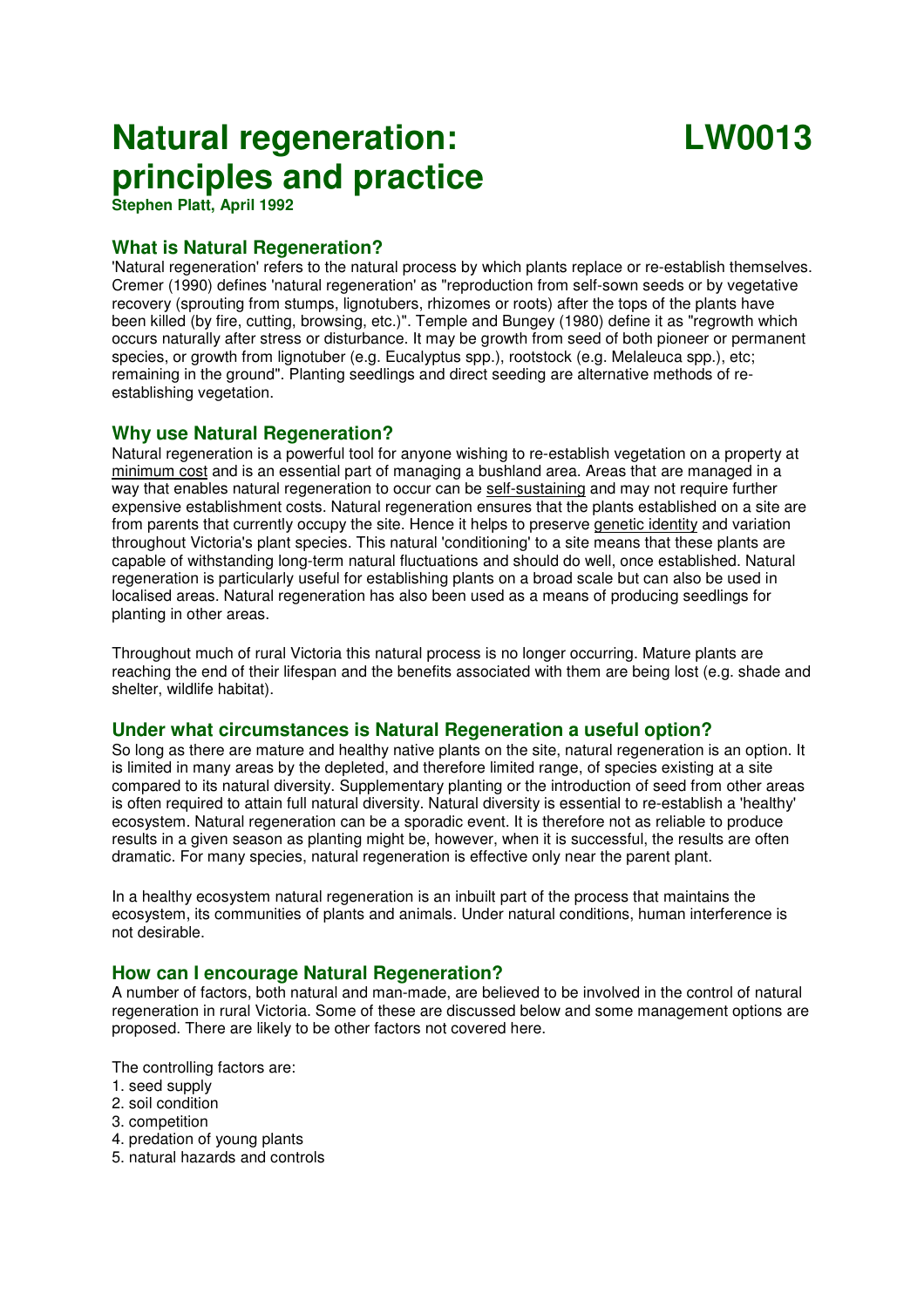# Natural regeneration: principles and practice

# LW0013

**Stephen Platt, April 1992**

## What is Natural Regeneration?

'Natural regeneration' refers to the natural process by which plants replace or re-establish themselves. Cremer (1990) defines 'natural regeneration' as "reproduction from self-sown seeds or by vegetative recovery (sprouting from stumps, lignotubers, rhizomes or roots) after the tops of the plants have been killed (by fire, cutting, browsing, etc.)". Temple and Bungey (1980) define it as "regrowth which occurs naturally after stress or disturbance. It may be growth from seed of both pioneer or permanent species, or growth from lignotuber (e.g. Eucalyptus spp.), rootstock (e.g. Melaleuca spp.), etc; remaining in the ground". Planting seedlings and direct seeding are alternative methods of re-establishing vegetation.

## Why use Natural Regeneration?

Natural regeneration is a powerful tool for anyone wishing to re-establish vegetation on a property at minimum cost and is an essential part of managing a bushland area. Areas that are managed in a way that enables natural regeneration to occur can be self-sustaining and may not require further expensive establishment costs. Natural regeneration ensures that the plants established on a site are from parents that currently occupy the site. Hence it helps to preserve genetic identity and variation throughout Victoria's plant species. This natural 'conditioning' to a site means that these plants are capable of withstanding long-term natural fluctuations and should do well, once established. Natural regeneration is particularly useful for establishing plants on a broad scale but can also be used in localised areas. Natural regeneration has also been used as a means of producing seedlings for planting in other areas.

Throughout much of rural Victoria this natural process is no longer occurring. Mature plants are reaching the end of their lifespan and the benefits associated with them are being lost (e.g. shade and shelter, wildlife habitat).

## Under what circumstances is Natural Regeneration a useful option?

So long as there are mature and healthy native plants on the site, natural regeneration is an option. It is limited in many areas by the depleted, and therefore limited range, of species existing at a site compared to its natural diversity. Supplementary planting or the introduction of seed from other areas is often required to attain full natural diversity. Natural diversity is essential to re-establish a 'healthy' ecosystem. Natural regeneration can be a sporadic event. It is therefore not as reliable to produce results in a given season as planting might be, however, when it is successful, the results are often dramatic. For many species, natural regeneration is effective only near the parent plant.

In a healthy ecosystem natural regeneration is an inbuilt part of the process that maintains the ecosystem, its communities of plants and animals. Under natural conditions, human interference is not desirable.

## How can I encourage Natural Regeneration?

A number of factors, both natural and man-made, are believed to be involved in the control of natural regeneration in rural Victoria. Some of these are discussed below and some management options are proposed. There are likely to be other factors not covered here.

The controlling factors are:

1. seed supply
2. soil condition
3. competition
4. predation of young plants
5. natural hazards and controls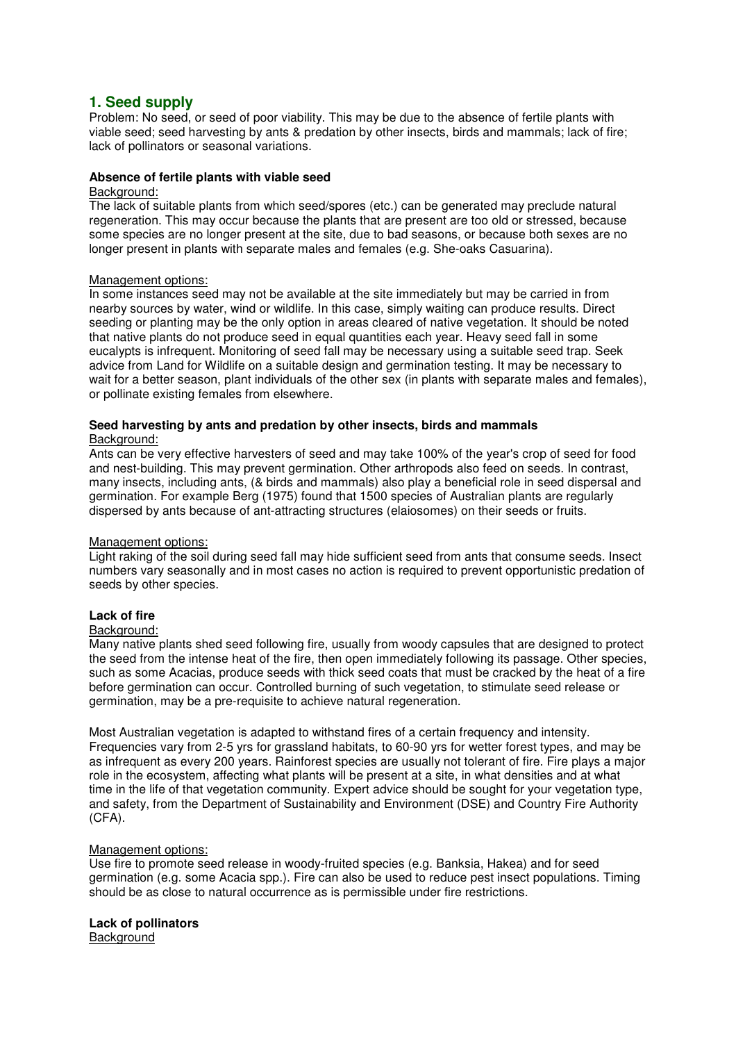## 1. Seed supply

Problem: No seed, or seed of poor viability. This may be due to the absence of fertile plants with viable seed; seed harvesting by ants & predation by other insects, birds and mammals; lack of fire; lack of pollinators or seasonal variations.

### Absence of fertile plants with viable seed

Background:

The lack of suitable plants from which seed/spores (etc.) can be generated may preclude natural regeneration. This may occur because the plants that are present are too old or stressed, because some species are no longer present at the site, due to bad seasons, or because both sexes are no longer present in plants with separate males and females (e.g. She-oaks Casuarina).

Management options:

In some instances seed may not be available at the site immediately but may be carried in from nearby sources by water, wind or wildlife. In this case, simply waiting can produce results. Direct seeding or planting may be the only option in areas cleared of native vegetation. It should be noted that native plants do not produce seed in equal quantities each year. Heavy seed fall in some eucalypts is infrequent. Monitoring of seed fall may be necessary using a suitable seed trap. Seek advice from Land for Wildlife on a suitable design and germination testing. It may be necessary to wait for a better season, plant individuals of the other sex (in plants with separate males and females), or pollinate existing females from elsewhere.

### Seed harvesting by ants and predation by other insects, birds and mammals

Background:

Ants can be very effective harvesters of seed and may take 100% of the year's crop of seed for food and nest-building. This may prevent germination. Other arthropods also feed on seeds. In contrast, many insects, including ants, (& birds and mammals) also play a beneficial role in seed dispersal and germination. For example Berg (1975) found that 1500 species of Australian plants are regularly dispersed by ants because of ant-attracting structures (elaiosomes) on their seeds or fruits.

Management options:

Light raking of the soil during seed fall may hide sufficient seed from ants that consume seeds. Insect numbers vary seasonally and in most cases no action is required to prevent opportunistic predation of seeds by other species.

### Lack of fire

Background:

Many native plants shed seed following fire, usually from woody capsules that are designed to protect the seed from the intense heat of the fire, then open immediately following its passage. Other species, such as some Acacias, produce seeds with thick seed coats that must be cracked by the heat of a fire before germination can occur. Controlled burning of such vegetation, to stimulate seed release or germination, may be a pre-requisite to achieve natural regeneration.

Most Australian vegetation is adapted to withstand fires of a certain frequency and intensity. Frequencies vary from 2-5 yrs for grassland habitats, to 60-90 yrs for wetter forest types, and may be as infrequent as every 200 years. Rainforest species are usually not tolerant of fire. Fire plays a major role in the ecosystem, affecting what plants will be present at a site, in what densities and at what time in the life of that vegetation community. Expert advice should be sought for your vegetation type, and safety, from the Department of Sustainability and Environment (DSE) and Country Fire Authority (CFA).

Management options:

Use fire to promote seed release in woody-fruited species (e.g. Banksia, Hakea) and for seed germination (e.g. some Acacia spp.). Fire can also be used to reduce pest insect populations. Timing should be as close to natural occurrence as is permissible under fire restrictions.

### Lack of pollinators

Background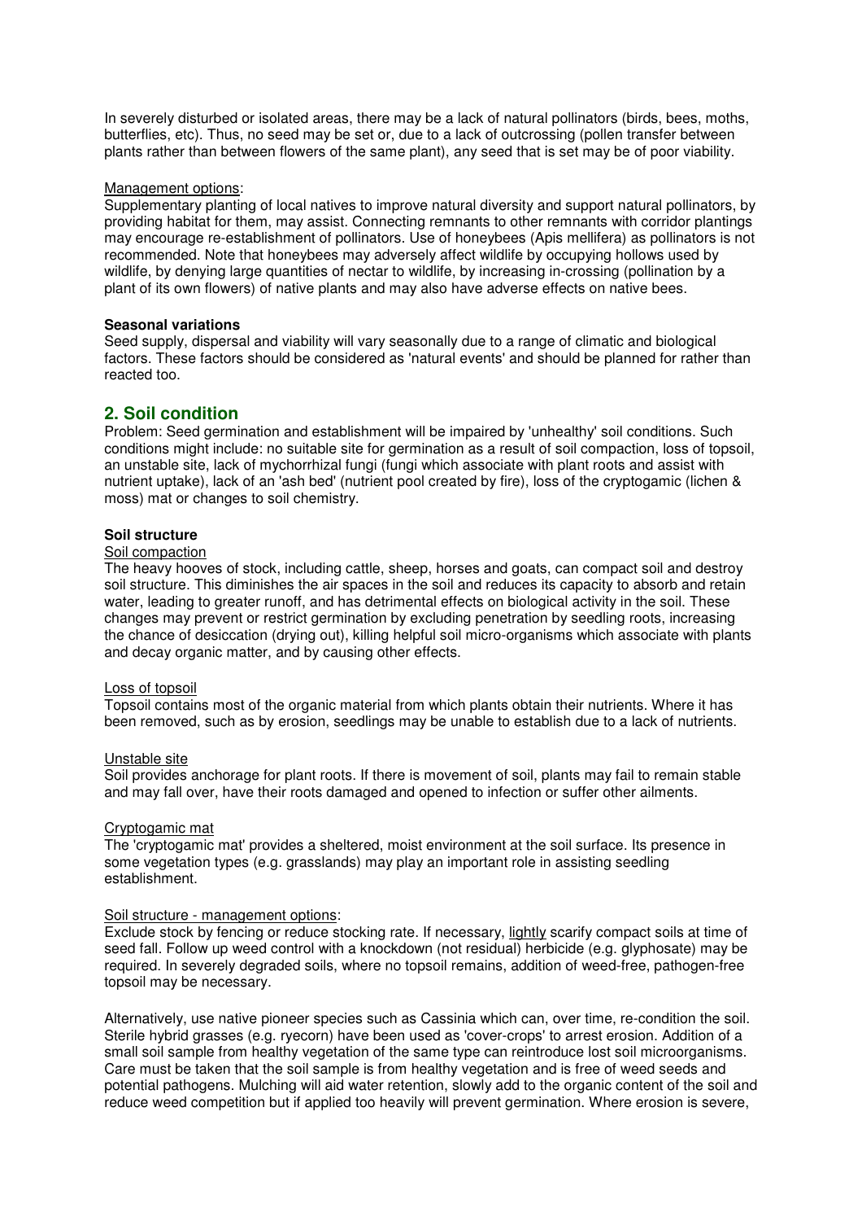In severely disturbed or isolated areas, there may be a lack of natural pollinators (birds, bees, moths, butterflies, etc). Thus, no seed may be set or, due to a lack of outcrossing (pollen transfer between plants rather than between flowers of the same plant), any seed that is set may be of poor viability.

Management options:

Supplementary planting of local natives to improve natural diversity and support natural pollinators, by providing habitat for them, may assist. Connecting remnants to other remnants with corridor plantings may encourage re-establishment of pollinators. Use of honeybees (Apis mellifera) as pollinators is not recommended. Note that honeybees may adversely affect wildlife by occupying hollows used by wildlife, by denying large quantities of nectar to wildlife, by increasing in-crossing (pollination by a plant of its own flowers) of native plants and may also have adverse effects on native bees.

**Seasonal variations**

Seed supply, dispersal and viability will vary seasonally due to a range of climatic and biological factors. These factors should be considered as 'natural events' and should be planned for rather than reacted too.

## 2. Soil condition

Problem: Seed germination and establishment will be impaired by 'unhealthy' soil conditions. Such conditions might include: no suitable site for germination as a result of soil compaction, loss of topsoil, an unstable site, lack of mychorrhizal fungi (fungi which associate with plant roots and assist with nutrient uptake), lack of an 'ash bed' (nutrient pool created by fire), loss of the cryptogamic (lichen & moss) mat or changes to soil chemistry.

**Soil structure**

Soil compaction

The heavy hooves of stock, including cattle, sheep, horses and goats, can compact soil and destroy soil structure. This diminishes the air spaces in the soil and reduces its capacity to absorb and retain water, leading to greater runoff, and has detrimental effects on biological activity in the soil. These changes may prevent or restrict germination by excluding penetration by seedling roots, increasing the chance of desiccation (drying out), killing helpful soil micro-organisms which associate with plants and decay organic matter, and by causing other effects.

Loss of topsoil

Topsoil contains most of the organic material from which plants obtain their nutrients. Where it has been removed, such as by erosion, seedlings may be unable to establish due to a lack of nutrients.

Unstable site

Soil provides anchorage for plant roots. If there is movement of soil, plants may fail to remain stable and may fall over, have their roots damaged and opened to infection or suffer other ailments.

Cryptogamic mat

The 'cryptogamic mat' provides a sheltered, moist environment at the soil surface. Its presence in some vegetation types (e.g. grasslands) may play an important role in assisting seedling establishment.

Soil structure - management options:

Exclude stock by fencing or reduce stocking rate. If necessary, lightly scarify compact soils at time of seed fall. Follow up weed control with a knockdown (not residual) herbicide (e.g. glyphosate) may be required. In severely degraded soils, where no topsoil remains, addition of weed-free, pathogen-free topsoil may be necessary.

Alternatively, use native pioneer species such as Cassinia which can, over time, re-condition the soil. Sterile hybrid grasses (e.g. ryecorn) have been used as 'cover-crops' to arrest erosion. Addition of a small soil sample from healthy vegetation of the same type can reintroduce lost soil microorganisms. Care must be taken that the soil sample is from healthy vegetation and is free of weed seeds and potential pathogens. Mulching will aid water retention, slowly add to the organic content of the soil and reduce weed competition but if applied too heavily will prevent germination. Where erosion is severe,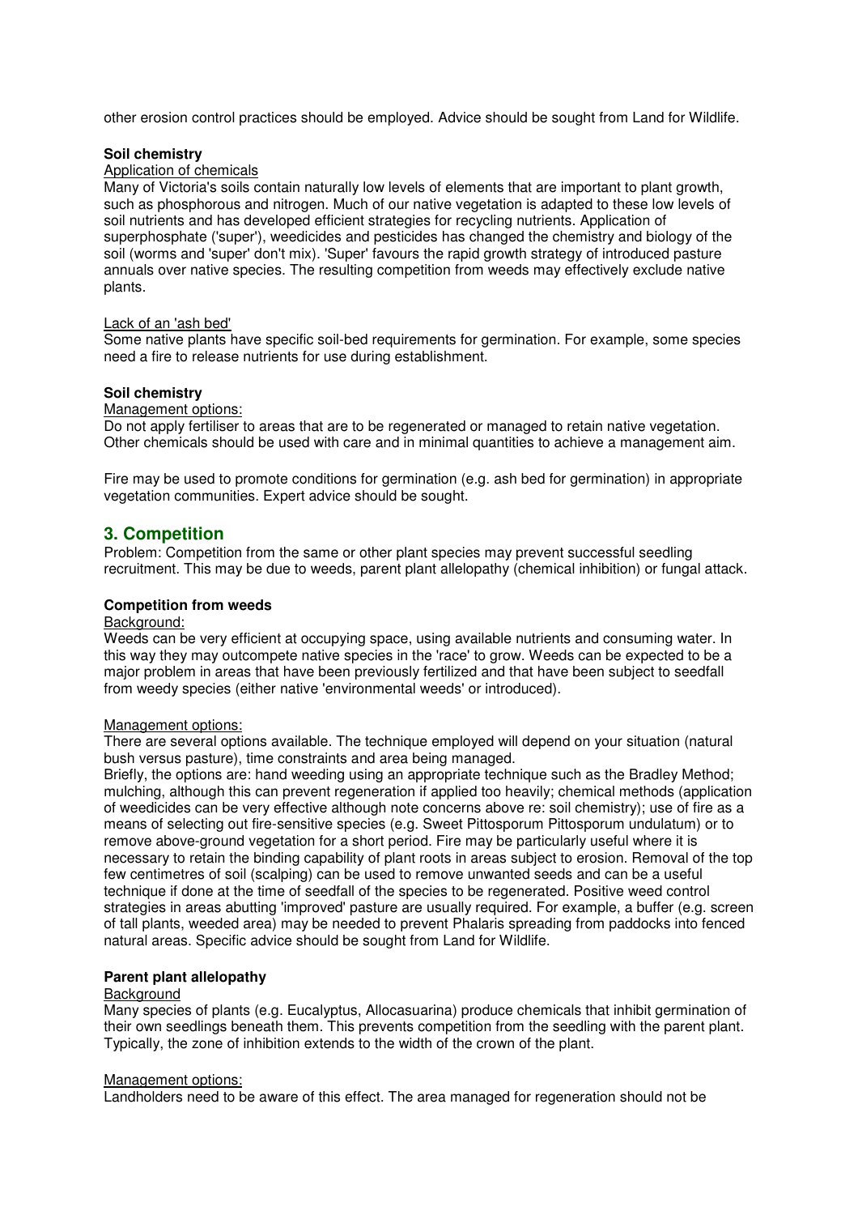other erosion control practices should be employed. Advice should be sought from Land for Wildlife.

**Soil chemistry**

Application of chemicals

Many of Victoria's soils contain naturally low levels of elements that are important to plant growth, such as phosphorous and nitrogen. Much of our native vegetation is adapted to these low levels of soil nutrients and has developed efficient strategies for recycling nutrients. Application of superphosphate ('super'), weedicides and pesticides has changed the chemistry and biology of the soil (worms and 'super' don't mix). 'Super' favours the rapid growth strategy of introduced pasture annuals over native species. The resulting competition from weeds may effectively exclude native plants.

Lack of an 'ash bed'

Some native plants have specific soil-bed requirements for germination. For example, some species need a fire to release nutrients for use during establishment.

**Soil chemistry**

Management options:

Do not apply fertiliser to areas that are to be regenerated or managed to retain native vegetation. Other chemicals should be used with care and in minimal quantities to achieve a management aim.

Fire may be used to promote conditions for germination (e.g. ash bed for germination) in appropriate vegetation communities. Expert advice should be sought.

## 3. Competition

Problem: Competition from the same or other plant species may prevent successful seedling recruitment. This may be due to weeds, parent plant allelopathy (chemical inhibition) or fungal attack.

**Competition from weeds**

Background:

Weeds can be very efficient at occupying space, using available nutrients and consuming water. In this way they may outcompete native species in the 'race' to grow. Weeds can be expected to be a major problem in areas that have been previously fertilized and that have been subject to seedfall from weedy species (either native 'environmental weeds' or introduced).

Management options:

There are several options available. The technique employed will depend on your situation (natural bush versus pasture), time constraints and area being managed.

Briefly, the options are: hand weeding using an appropriate technique such as the Bradley Method; mulching, although this can prevent regeneration if applied too heavily; chemical methods (application of weedicides can be very effective although note concerns above re: soil chemistry); use of fire as a means of selecting out fire-sensitive species (e.g. Sweet Pittosporum Pittosporum undulatum) or to remove above-ground vegetation for a short period. Fire may be particularly useful where it is necessary to retain the binding capability of plant roots in areas subject to erosion. Removal of the top few centimetres of soil (scalping) can be used to remove unwanted seeds and can be a useful technique if done at the time of seedfall of the species to be regenerated. Positive weed control strategies in areas abutting 'improved' pasture are usually required. For example, a buffer (e.g. screen of tall plants, weeded area) may be needed to prevent Phalaris spreading from paddocks into fenced natural areas. Specific advice should be sought from Land for Wildlife.

**Parent plant allelopathy**

Background

Many species of plants (e.g. Eucalyptus, Allocasuarina) produce chemicals that inhibit germination of their own seedlings beneath them. This prevents competition from the seedling with the parent plant. Typically, the zone of inhibition extends to the width of the crown of the plant.

Management options:

Landholders need to be aware of this effect. The area managed for regeneration should not be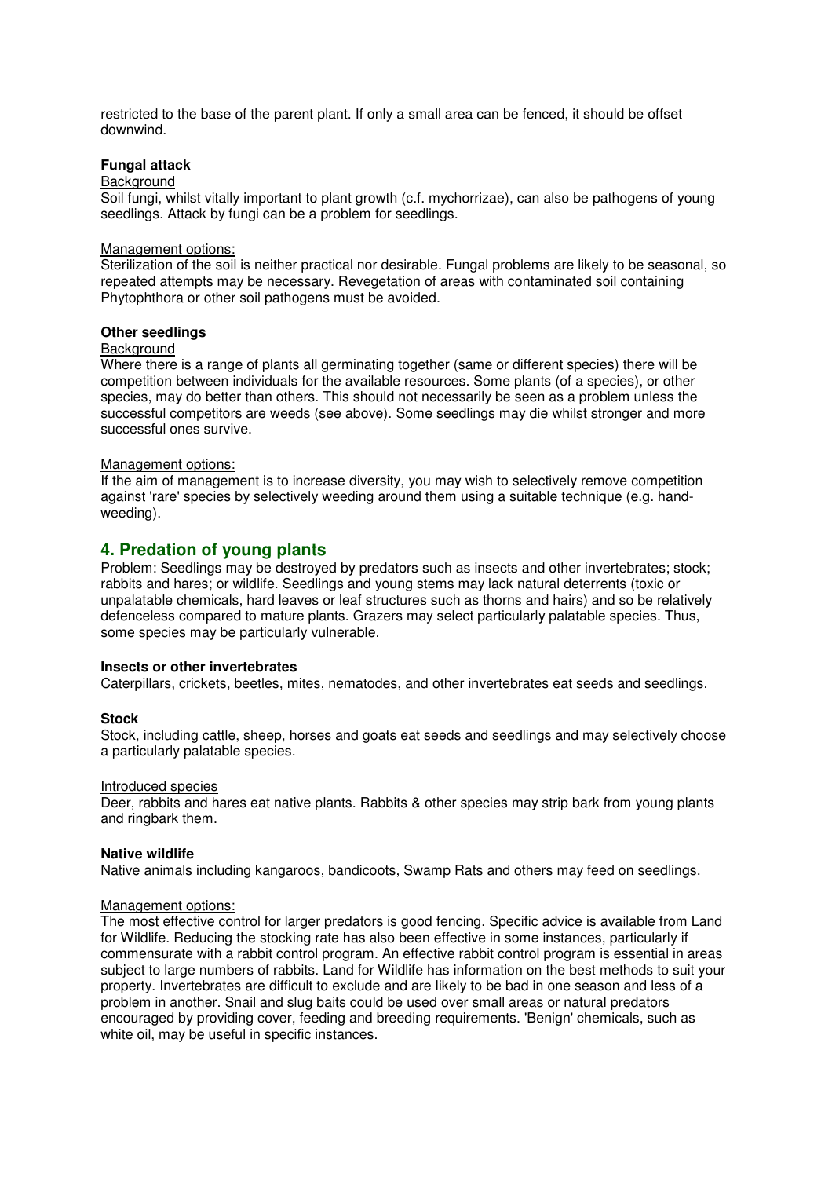restricted to the base of the parent plant. If only a small area can be fenced, it should be offset downwind.

**Fungal attack**

Background

Soil fungi, whilst vitally important to plant growth (c.f. mychorrizae), can also be pathogens of young seedlings. Attack by fungi can be a problem for seedlings.

Management options:

Sterilization of the soil is neither practical nor desirable. Fungal problems are likely to be seasonal, so repeated attempts may be necessary. Revegetation of areas with contaminated soil containing Phytophthora or other soil pathogens must be avoided.

**Other seedlings**

Background

Where there is a range of plants all germinating together (same or different species) there will be competition between individuals for the available resources. Some plants (of a species), or other species, may do better than others. This should not necessarily be seen as a problem unless the successful competitors are weeds (see above). Some seedlings may die whilst stronger and more successful ones survive.

Management options:

If the aim of management is to increase diversity, you may wish to selectively remove competition against 'rare' species by selectively weeding around them using a suitable technique (e.g. hand-weeding).

## 4. Predation of young plants

Problem: Seedlings may be destroyed by predators such as insects and other invertebrates; stock; rabbits and hares; or wildlife. Seedlings and young stems may lack natural deterrents (toxic or unpalatable chemicals, hard leaves or leaf structures such as thorns and hairs) and so be relatively defenceless compared to mature plants. Grazers may select particularly palatable species. Thus, some species may be particularly vulnerable.

**Insects or other invertebrates**

Caterpillars, crickets, beetles, mites, nematodes, and other invertebrates eat seeds and seedlings.

**Stock**

Stock, including cattle, sheep, horses and goats eat seeds and seedlings and may selectively choose a particularly palatable species.

Introduced species

Deer, rabbits and hares eat native plants. Rabbits & other species may strip bark from young plants and ringbark them.

**Native wildlife**

Native animals including kangaroos, bandicoots, Swamp Rats and others may feed on seedlings.

Management options:

The most effective control for larger predators is good fencing. Specific advice is available from Land for Wildlife. Reducing the stocking rate has also been effective in some instances, particularly if commensurate with a rabbit control program. An effective rabbit control program is essential in areas subject to large numbers of rabbits. Land for Wildlife has information on the best methods to suit your property. Invertebrates are difficult to exclude and are likely to be bad in one season and less of a problem in another. Snail and slug baits could be used over small areas or natural predators encouraged by providing cover, feeding and breeding requirements. 'Benign' chemicals, such as white oil, may be useful in specific instances.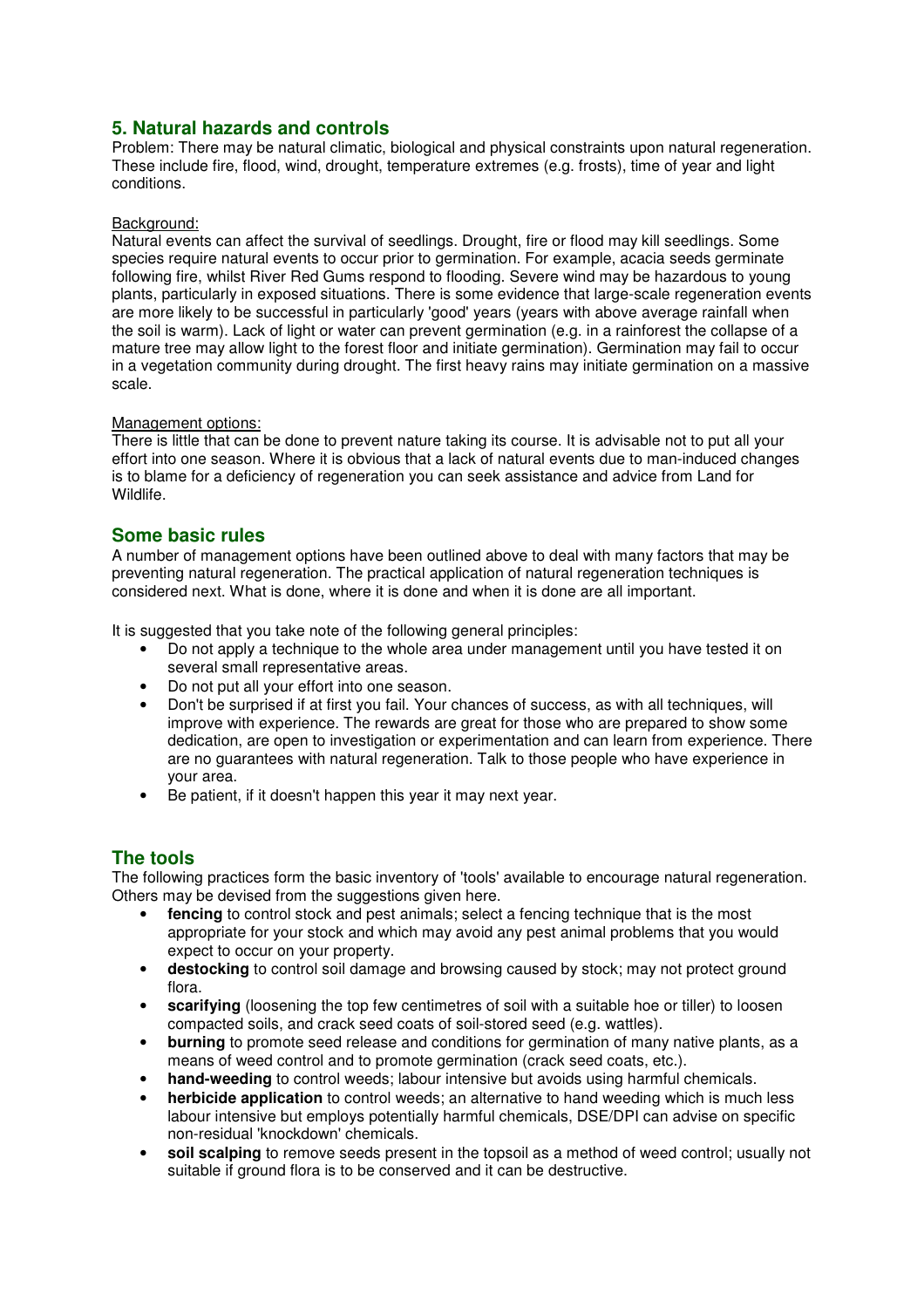## 5. Natural hazards and controls

Problem: There may be natural climatic, biological and physical constraints upon natural regeneration. These include fire, flood, wind, drought, temperature extremes (e.g. frosts), time of year and light conditions.

Background:

Natural events can affect the survival of seedlings. Drought, fire or flood may kill seedlings. Some species require natural events to occur prior to germination. For example, acacia seeds germinate following fire, whilst River Red Gums respond to flooding. Severe wind may be hazardous to young plants, particularly in exposed situations. There is some evidence that large-scale regeneration events are more likely to be successful in particularly 'good' years (years with above average rainfall when the soil is warm). Lack of light or water can prevent germination (e.g. in a rainforest the collapse of a mature tree may allow light to the forest floor and initiate germination). Germination may fail to occur in a vegetation community during drought. The first heavy rains may initiate germination on a massive scale.

Management options:

There is little that can be done to prevent nature taking its course. It is advisable not to put all your effort into one season. Where it is obvious that a lack of natural events due to man-induced changes is to blame for a deficiency of regeneration you can seek assistance and advice from Land for Wildlife.

## Some basic rules

A number of management options have been outlined above to deal with many factors that may be preventing natural regeneration. The practical application of natural regeneration techniques is considered next. What is done, where it is done and when it is done are all important.

It is suggested that you take note of the following general principles:

- Do not apply a technique to the whole area under management until you have tested it on several small representative areas.
- Do not put all your effort into one season.
- Don't be surprised if at first you fail. Your chances of success, as with all techniques, will improve with experience. The rewards are great for those who are prepared to show some dedication, are open to investigation or experimentation and can learn from experience. There are no guarantees with natural regeneration. Talk to those people who have experience in your area.
- Be patient, if it doesn't happen this year it may next year.

## The tools

The following practices form the basic inventory of 'tools' available to encourage natural regeneration. Others may be devised from the suggestions given here.

- **fencing** to control stock and pest animals; select a fencing technique that is the most appropriate for your stock and which may avoid any pest animal problems that you would expect to occur on your property.
- **destocking** to control soil damage and browsing caused by stock; may not protect ground flora.
- **scarifying** (loosening the top few centimetres of soil with a suitable hoe or tiller) to loosen compacted soils, and crack seed coats of soil-stored seed (e.g. wattles).
- **burning** to promote seed release and conditions for germination of many native plants, as a means of weed control and to promote germination (crack seed coats, etc.).
- **hand-weeding** to control weeds; labour intensive but avoids using harmful chemicals.
- **herbicide application** to control weeds; an alternative to hand weeding which is much less labour intensive but employs potentially harmful chemicals, DSE/DPI can advise on specific non-residual 'knockdown' chemicals.
- **soil scalping** to remove seeds present in the topsoil as a method of weed control; usually not suitable if ground flora is to be conserved and it can be destructive.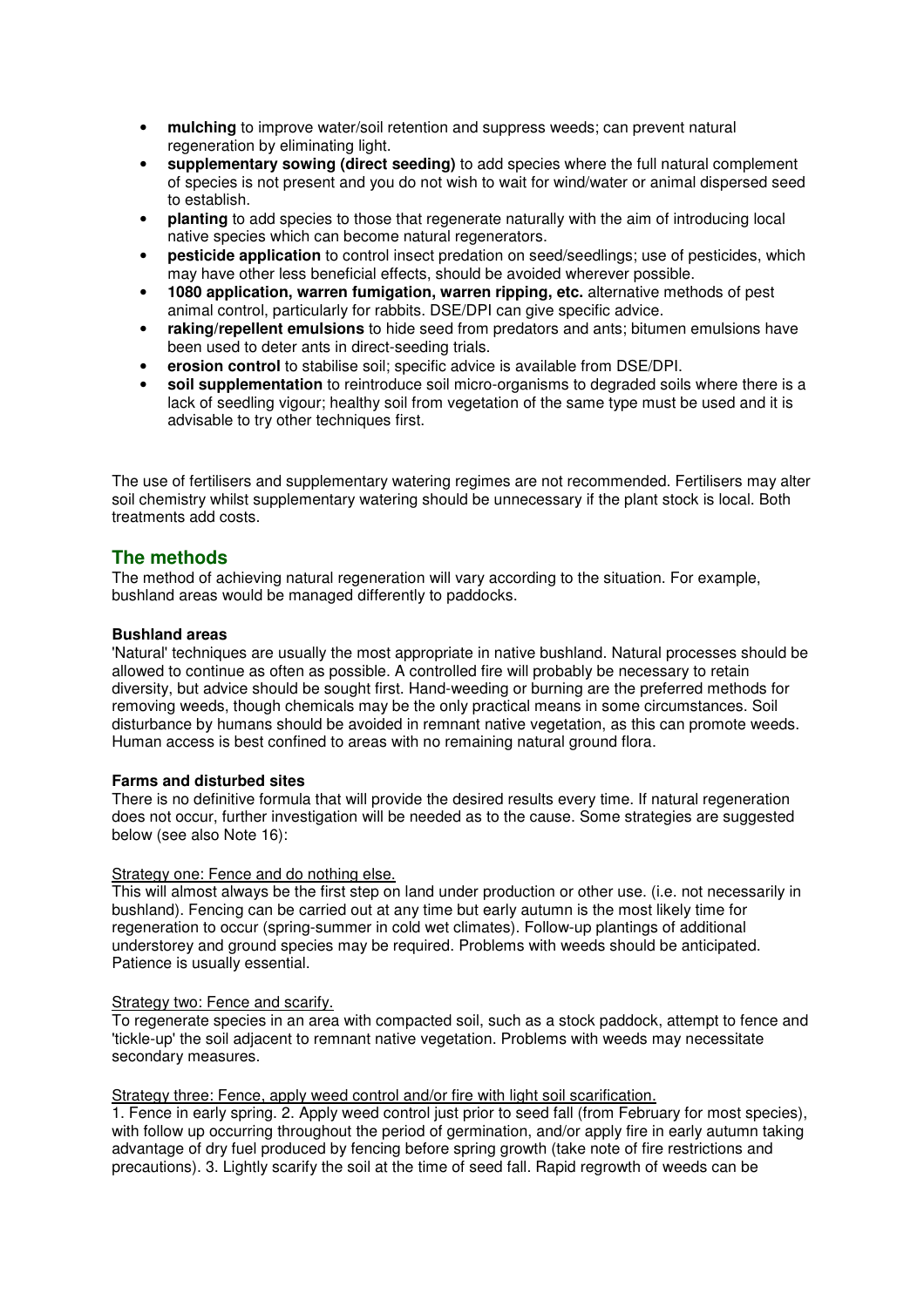- **mulching** to improve water/soil retention and suppress weeds; can prevent natural regeneration by eliminating light.
- **supplementary sowing (direct seeding)** to add species where the full natural complement of species is not present and you do not wish to wait for wind/water or animal dispersed seed to establish.
- **planting** to add species to those that regenerate naturally with the aim of introducing local native species which can become natural regenerators.
- **pesticide application** to control insect predation on seed/seedlings; use of pesticides, which may have other less beneficial effects, should be avoided wherever possible.
- **1080 application, warren fumigation, warren ripping, etc.** alternative methods of pest animal control, particularly for rabbits. DSE/DPI can give specific advice.
- **raking/repellent emulsions** to hide seed from predators and ants; bitumen emulsions have been used to deter ants in direct-seeding trials.
- **erosion control** to stabilise soil; specific advice is available from DSE/DPI.
- **soil supplementation** to reintroduce soil micro-organisms to degraded soils where there is a lack of seedling vigour; healthy soil from vegetation of the same type must be used and it is advisable to try other techniques first.

The use of fertilisers and supplementary watering regimes are not recommended. Fertilisers may alter soil chemistry whilst supplementary watering should be unnecessary if the plant stock is local. Both treatments add costs.

## The methods

The method of achieving natural regeneration will vary according to the situation. For example, bushland areas would be managed differently to paddocks.

**Bushland areas**

'Natural' techniques are usually the most appropriate in native bushland. Natural processes should be allowed to continue as often as possible. A controlled fire will probably be necessary to retain diversity, but advice should be sought first. Hand-weeding or burning are the preferred methods for removing weeds, though chemicals may be the only practical means in some circumstances. Soil disturbance by humans should be avoided in remnant native vegetation, as this can promote weeds. Human access is best confined to areas with no remaining natural ground flora.

**Farms and disturbed sites**

There is no definitive formula that will provide the desired results every time. If natural regeneration does not occur, further investigation will be needed as to the cause. Some strategies are suggested below (see also Note 16):

<u>Strategy one: Fence and do nothing else.</u>

This will almost always be the first step on land under production or other use. (i.e. not necessarily in bushland). Fencing can be carried out at any time but early autumn is the most likely time for regeneration to occur (spring-summer in cold wet climates). Follow-up plantings of additional understorey and ground species may be required. Problems with weeds should be anticipated. Patience is usually essential.

<u>Strategy two: Fence and scarify.</u>

To regenerate species in an area with compacted soil, such as a stock paddock, attempt to fence and 'tickle-up' the soil adjacent to remnant native vegetation. Problems with weeds may necessitate secondary measures.

<u>Strategy three: Fence, apply weed control and/or fire with light soil scarification.</u>

1. Fence in early spring. 2. Apply weed control just prior to seed fall (from February for most species), with follow up occurring throughout the period of germination, and/or apply fire in early autumn taking advantage of dry fuel produced by fencing before spring growth (take note of fire restrictions and precautions). 3. Lightly scarify the soil at the time of seed fall. Rapid regrowth of weeds can be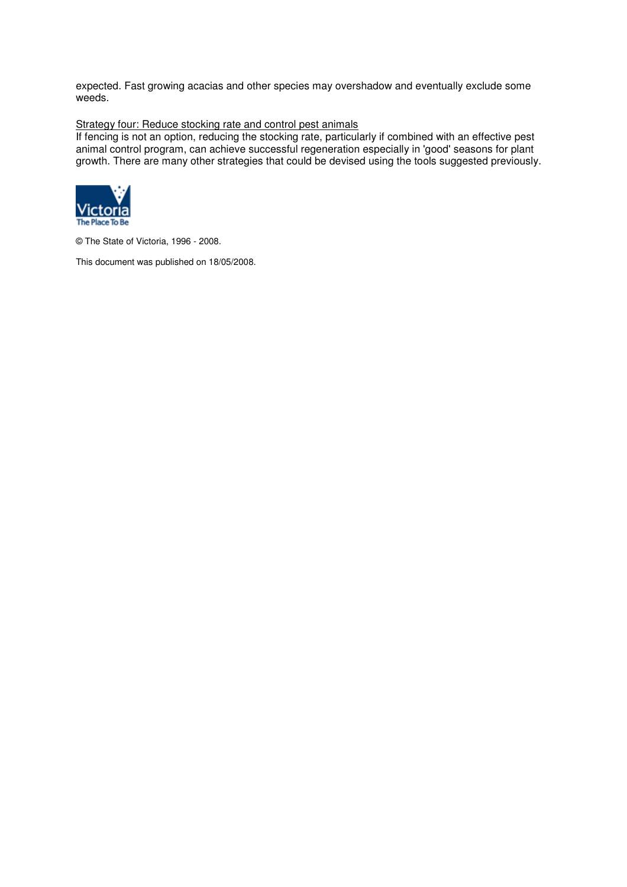expected. Fast growing acacias and other species may overshadow and eventually exclude some weeds.

Strategy four: Reduce stocking rate and control pest animals

If fencing is not an option, reducing the stocking rate, particularly if combined with an effective pest animal control program, can achieve successful regeneration especially in 'good' seasons for plant growth. There are many other strategies that could be devised using the tools suggested previously.

© The State of Victoria, 1996 - 2008.

This document was published on 18/05/2008.